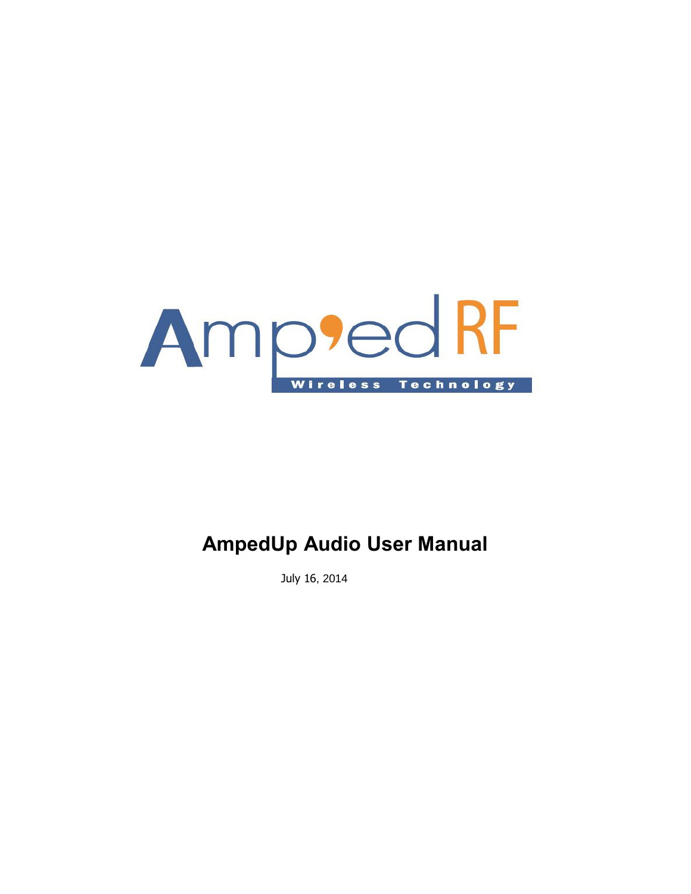Amp'ed RF

Wireless Technology

# AmpedUp Audio User Manual

July 16, 2014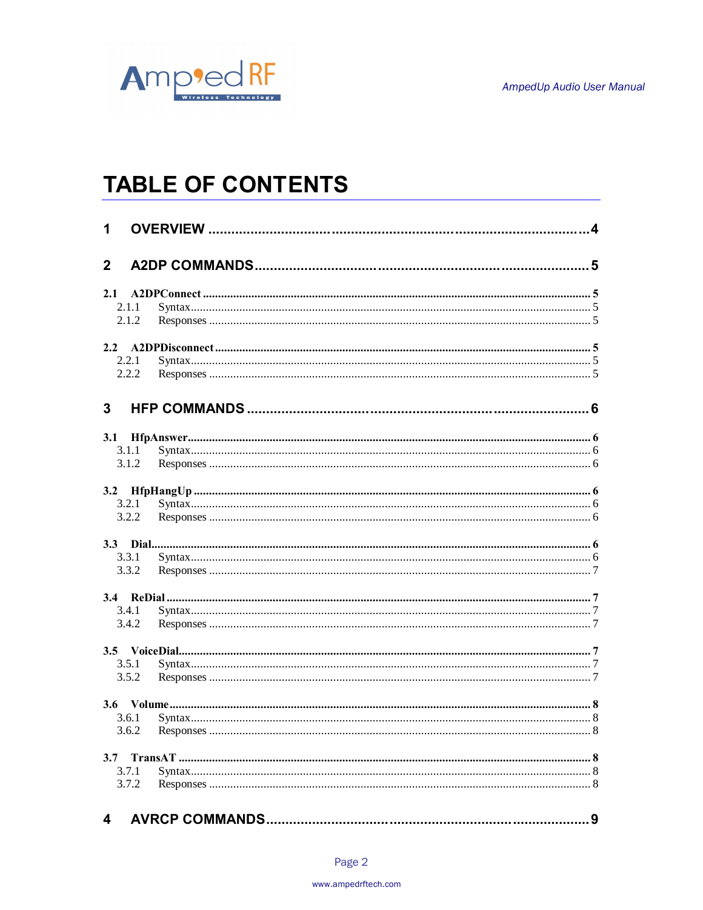# TABLE OF CONTENTS

**1 OVERVIEW** ..... 4

**2 A2DP COMMANDS** ..... 5

**2.1 A2DPConnect** ..... 5
- 2.1.1 Syntax ..... 5
- 2.1.2 Responses ..... 5

**2.2 A2DPDisconnect** ..... 5
- 2.2.1 Syntax ..... 5
- 2.2.2 Responses ..... 5

**3 HFP COMMANDS** ..... 6

**3.1 HfpAnswer** ..... 6
- 3.1.1 Syntax ..... 6
- 3.1.2 Responses ..... 6

**3.2 HfpHangUp** ..... 6
- 3.2.1 Syntax ..... 6
- 3.2.2 Responses ..... 6

**3.3 Dial** ..... 6
- 3.3.1 Syntax ..... 6
- 3.3.2 Responses ..... 7

**3.4 ReDial** ..... 7
- 3.4.1 Syntax ..... 7
- 3.4.2 Responses ..... 7

**3.5 VoiceDial** ..... 7
- 3.5.1 Syntax ..... 7
- 3.5.2 Responses ..... 7

**3.6 Volume** ..... 8
- 3.6.1 Syntax ..... 8
- 3.6.2 Responses ..... 8

**3.7 TransAT** ..... 8
- 3.7.1 Syntax ..... 8
- 3.7.2 Responses ..... 8

**4 AVRCP COMMANDS** ..... 9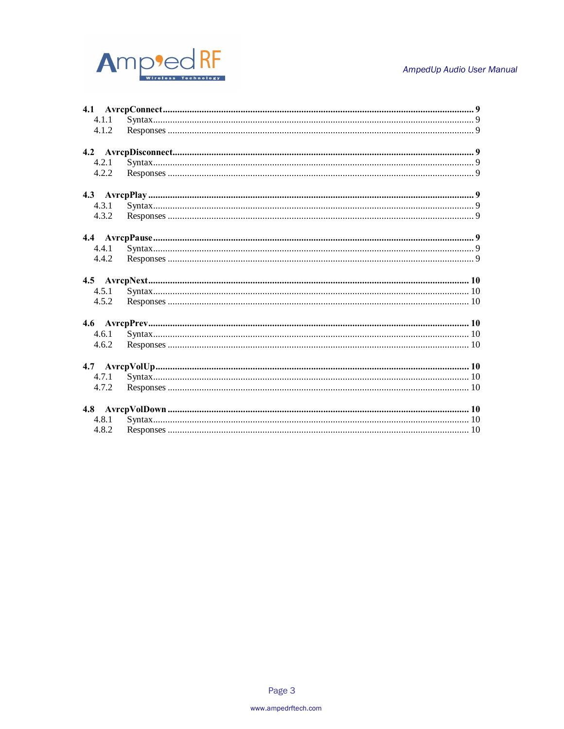**4.1 AvrcpConnect** ........................................................ **9**
- 4.1.1 Syntax ........................................................ 9
- 4.1.2 Responses ........................................................ 9

**4.2 AvrcpDisconnect** ........................................................ **9**
- 4.2.1 Syntax ........................................................ 9
- 4.2.2 Responses ........................................................ 9

**4.3 AvrcpPlay** ........................................................ **9**
- 4.3.1 Syntax ........................................................ 9
- 4.3.2 Responses ........................................................ 9

**4.4 AvrcpPause** ........................................................ **9**
- 4.4.1 Syntax ........................................................ 9
- 4.4.2 Responses ........................................................ 9

**4.5 AvrcpNext** ........................................................ **10**
- 4.5.1 Syntax ........................................................ 10
- 4.5.2 Responses ........................................................ 10

**4.6 AvrcpPrev** ........................................................ **10**
- 4.6.1 Syntax ........................................................ 10
- 4.6.2 Responses ........................................................ 10

**4.7 AvrcpVolUp** ........................................................ **10**
- 4.7.1 Syntax ........................................................ 10
- 4.7.2 Responses ........................................................ 10

**4.8 AvrcpVolDown** ........................................................ **10**
- 4.8.1 Syntax ........................................................ 10
- 4.8.2 Responses ........................................................ 10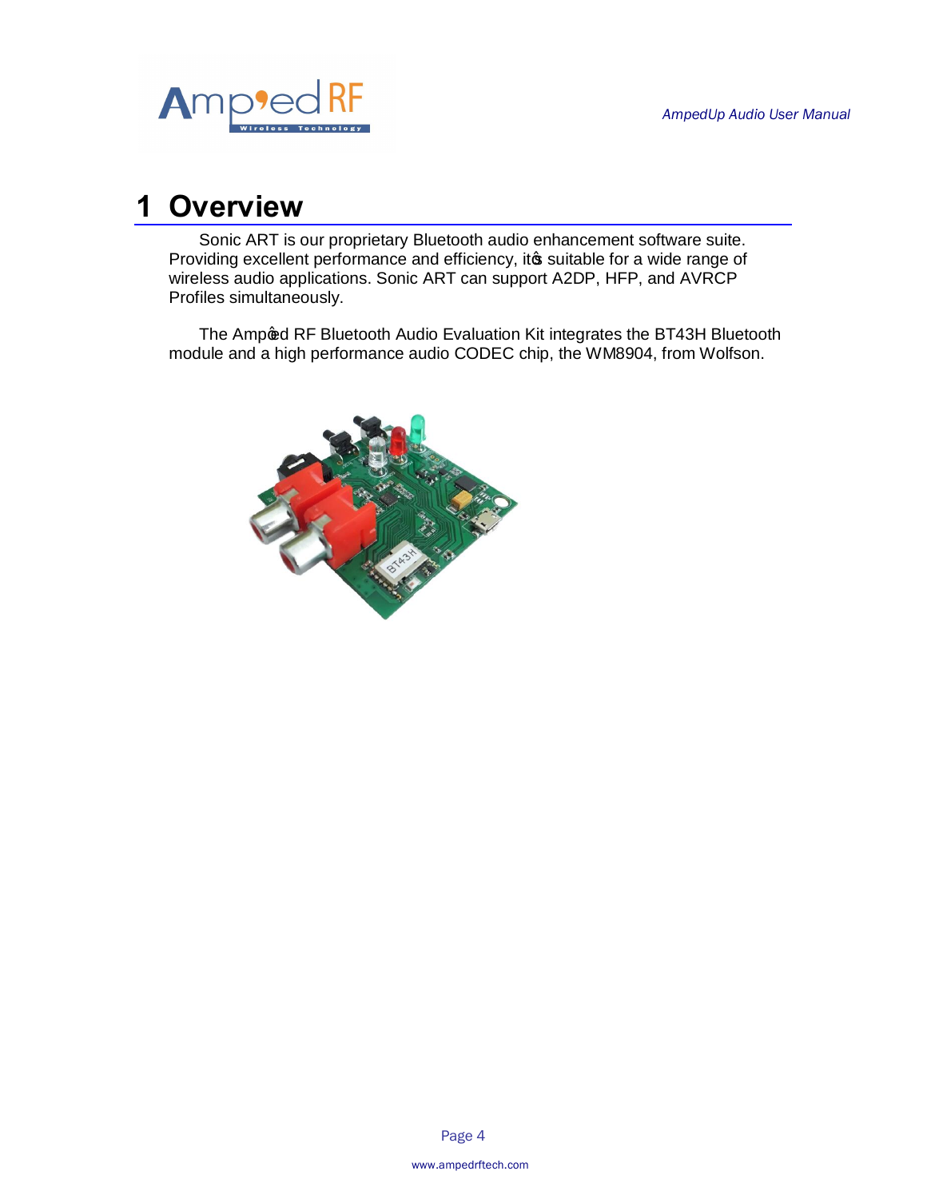# 1 Overview

Sonic ART is our proprietary Bluetooth audio enhancement software suite. Providing excellent performance and efficiency, it's suitable for a wide range of wireless audio applications. Sonic ART can support A2DP, HFP, and AVRCP Profiles simultaneously.

The Amp'ed RF Bluetooth Audio Evaluation Kit integrates the BT43H Bluetooth module and a high performance audio CODEC chip, the WM8904, from Wolfson.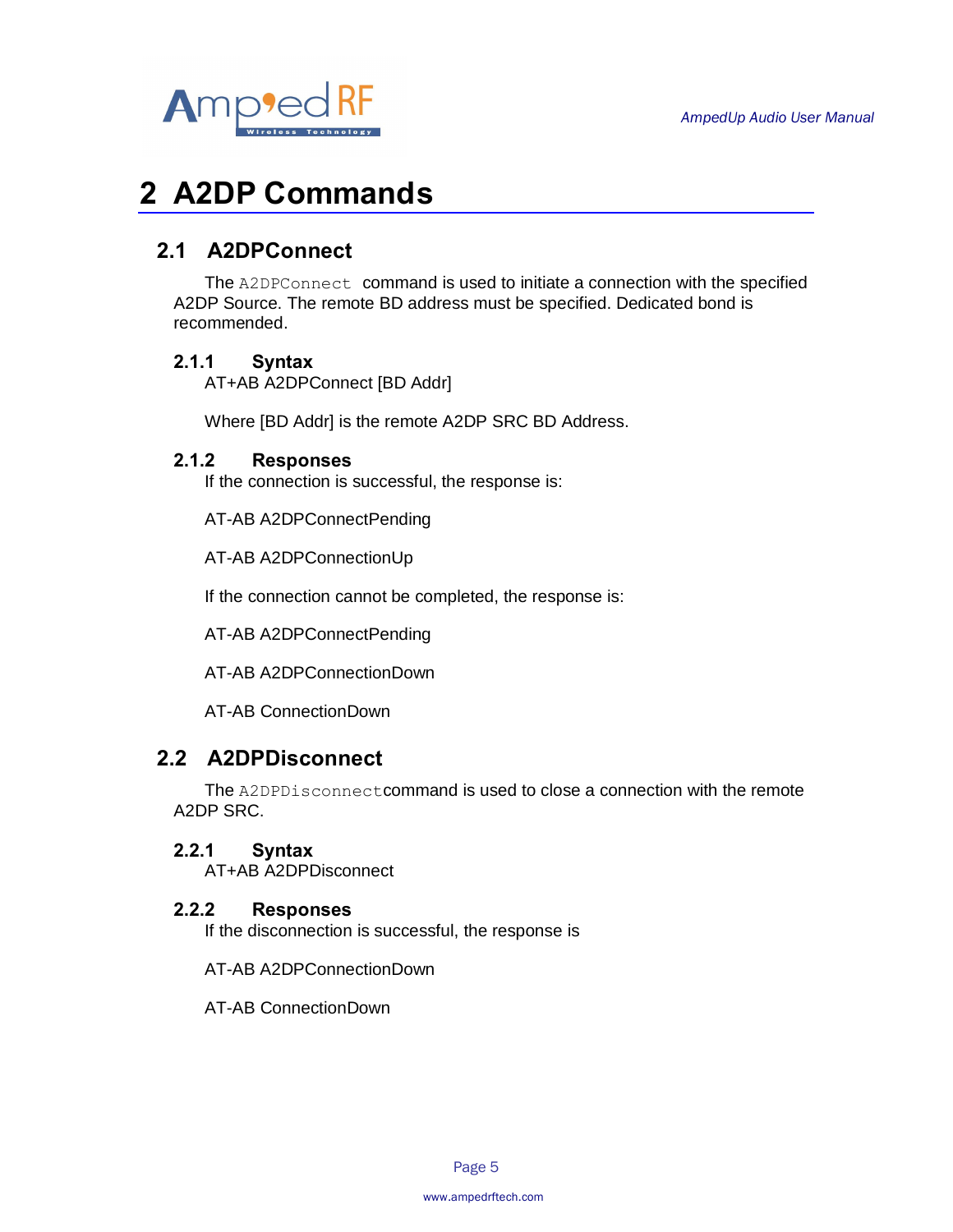# 2 A2DP Commands

## 2.1 A2DPConnect

The `A2DPConnect` command is used to initiate a connection with the specified A2DP Source. The remote BD address must be specified. Dedicated bond is recommended.

### 2.1.1 Syntax

AT+AB A2DPConnect [BD Addr]

Where [BD Addr] is the remote A2DP SRC BD Address.

### 2.1.2 Responses

If the connection is successful, the response is:

AT-AB A2DPConnectPending

AT-AB A2DPConnectionUp

If the connection cannot be completed, the response is:

AT-AB A2DPConnectPending

AT-AB A2DPConnectionDown

AT-AB ConnectionDown

## 2.2 A2DPDisconnect

The `A2DPDisconnect` command is used to close a connection with the remote A2DP SRC.

### 2.2.1 Syntax

AT+AB A2DPDisconnect

### 2.2.2 Responses

If the disconnection is successful, the response is

AT-AB A2DPConnectionDown

AT-AB ConnectionDown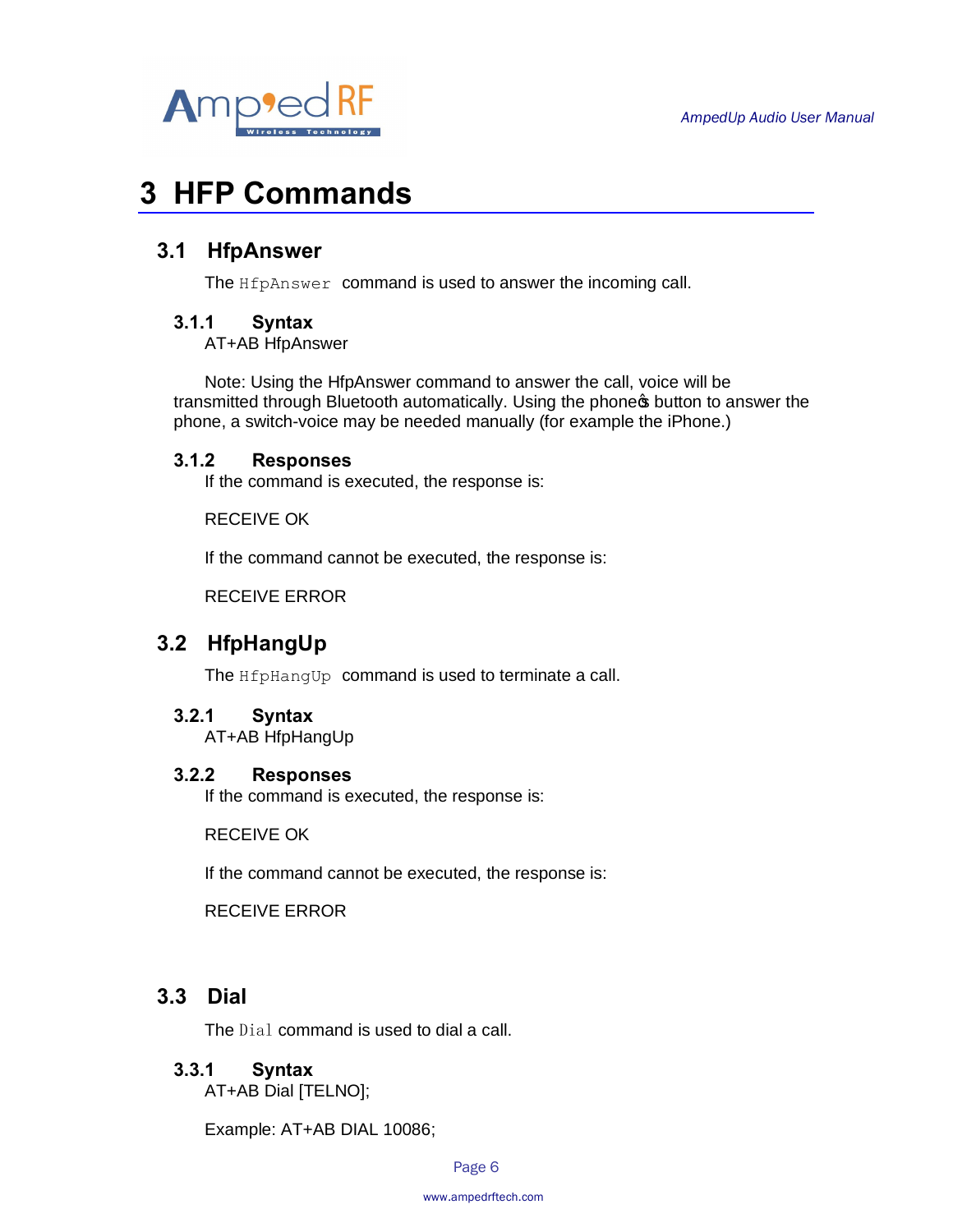# 3 HFP Commands

## 3.1 HfpAnswer

The `HfpAnswer` command is used to answer the incoming call.

### 3.1.1 Syntax

AT+AB HfpAnswer

Note: Using the HfpAnswer command to answer the call, voice will be transmitted through Bluetooth automatically. Using the phone's button to answer the phone, a switch-voice may be needed manually (for example the iPhone.)

### 3.1.2 Responses

If the command is executed, the response is:

RECEIVE OK

If the command cannot be executed, the response is:

RECEIVE ERROR

## 3.2 HfpHangUp

The `HfpHangUp` command is used to terminate a call.

### 3.2.1 Syntax

AT+AB HfpHangUp

### 3.2.2 Responses

If the command is executed, the response is:

RECEIVE OK

If the command cannot be executed, the response is:

RECEIVE ERROR

## 3.3 Dial

The `Dial` command is used to dial a call.

### 3.3.1 Syntax

AT+AB Dial [TELNO];

Example: AT+AB DIAL 10086;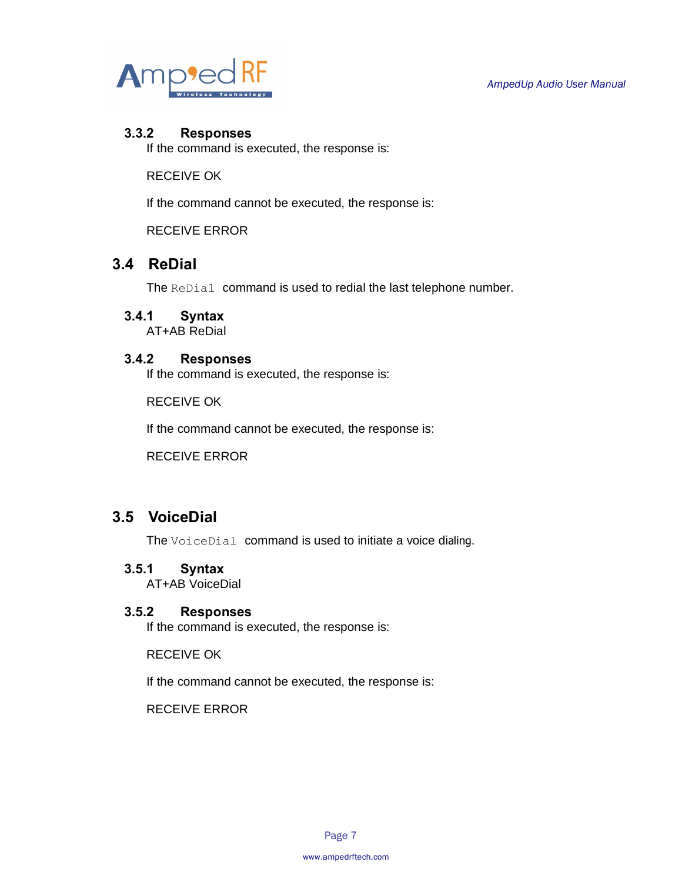### 3.3.2 Responses

If the command is executed, the response is:

RECEIVE OK

If the command cannot be executed, the response is:

RECEIVE ERROR

## 3.4 ReDial

The `ReDial` command is used to redial the last telephone number.

### 3.4.1 Syntax

AT+AB ReDial

### 3.4.2 Responses

If the command is executed, the response is:

RECEIVE OK

If the command cannot be executed, the response is:

RECEIVE ERROR

## 3.5 VoiceDial

The `VoiceDial` command is used to initiate a voice dialing.

### 3.5.1 Syntax

AT+AB VoiceDial

### 3.5.2 Responses

If the command is executed, the response is:

RECEIVE OK

If the command cannot be executed, the response is:

RECEIVE ERROR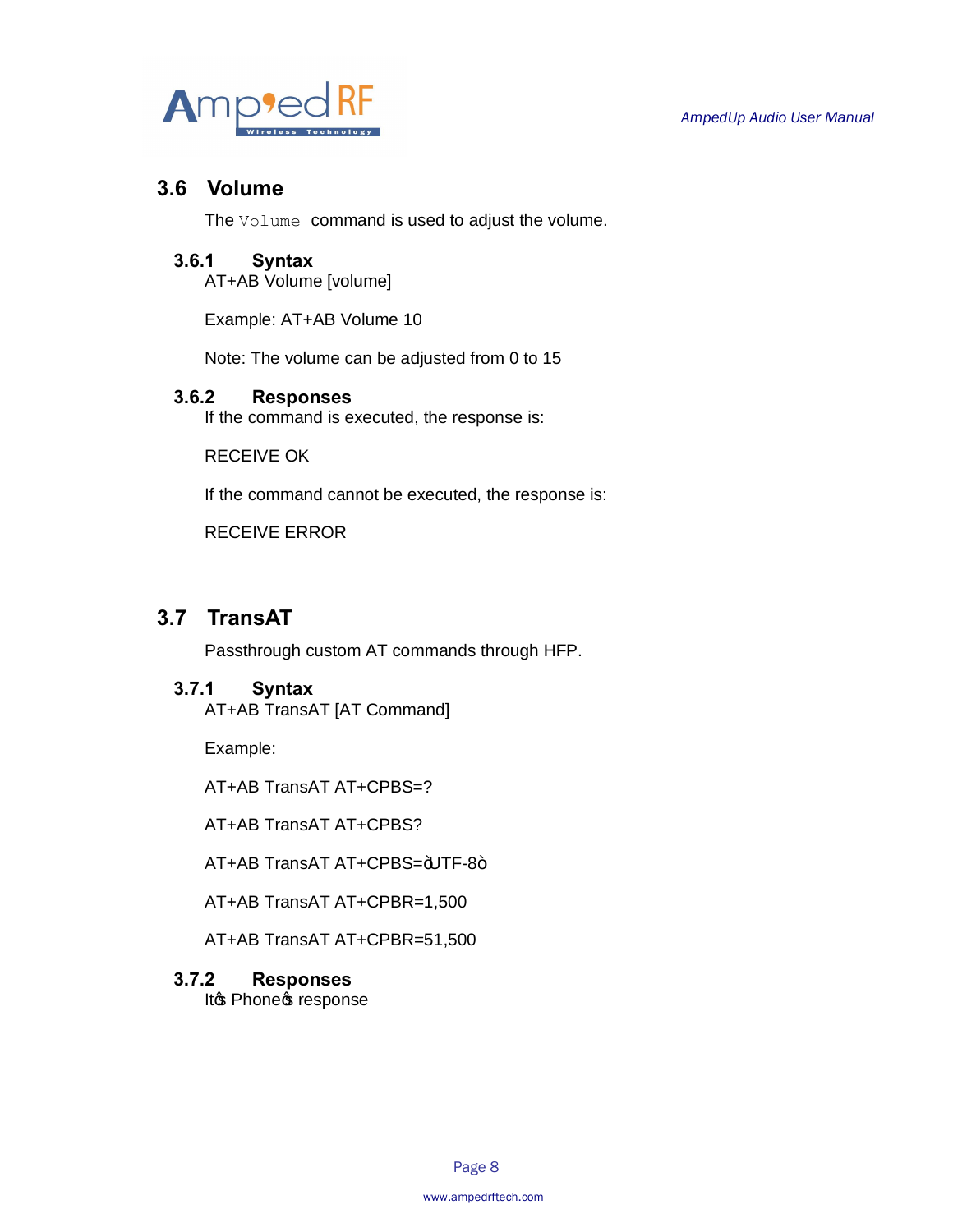## 3.6 Volume

The `Volume` command is used to adjust the volume.

### 3.6.1 Syntax

AT+AB Volume [volume]

Example: AT+AB Volume 10

Note: The volume can be adjusted from 0 to 15

### 3.6.2 Responses

If the command is executed, the response is:

RECEIVE OK

If the command cannot be executed, the response is:

RECEIVE ERROR

## 3.7 TransAT

Passthrough custom AT commands through HFP.

### 3.7.1 Syntax

AT+AB TransAT [AT Command]

Example:

AT+AB TransAT AT+CPBS=?

AT+AB TransAT AT+CPBS?

AT+AB TransAT AT+CPBS=ởUTF-8ờ

AT+AB TransAT AT+CPBR=1,500

AT+AB TransAT AT+CPBR=51,500

### 3.7.2 Responses

Itộs Phoneộs response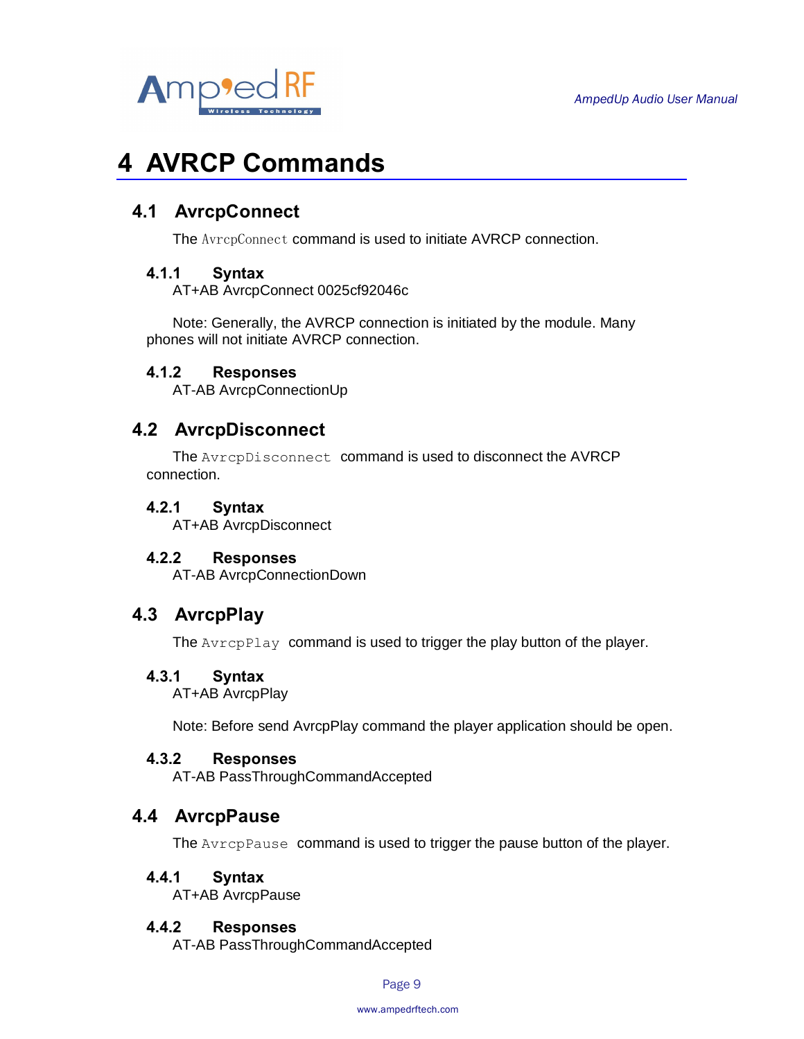# 4 AVRCP Commands

## 4.1 AvrcpConnect

The `AvrcpConnect` command is used to initiate AVRCP connection.

### 4.1.1 Syntax

AT+AB AvrcpConnect 0025cf92046c

Note: Generally, the AVRCP connection is initiated by the module. Many phones will not initiate AVRCP connection.

### 4.1.2 Responses

AT-AB AvrcpConnectionUp

## 4.2 AvrcpDisconnect

The `AvrcpDisconnect` command is used to disconnect the AVRCP connection.

### 4.2.1 Syntax

AT+AB AvrcpDisconnect

### 4.2.2 Responses

AT-AB AvrcpConnectionDown

## 4.3 AvrcpPlay

The `AvrcpPlay` command is used to trigger the play button of the player.

### 4.3.1 Syntax

AT+AB AvrcpPlay

Note: Before send AvrcpPlay command the player application should be open.

### 4.3.2 Responses

AT-AB PassThroughCommandAccepted

## 4.4 AvrcpPause

The `AvrcpPause` command is used to trigger the pause button of the player.

### 4.4.1 Syntax

AT+AB AvrcpPause

### 4.4.2 Responses

AT-AB PassThroughCommandAccepted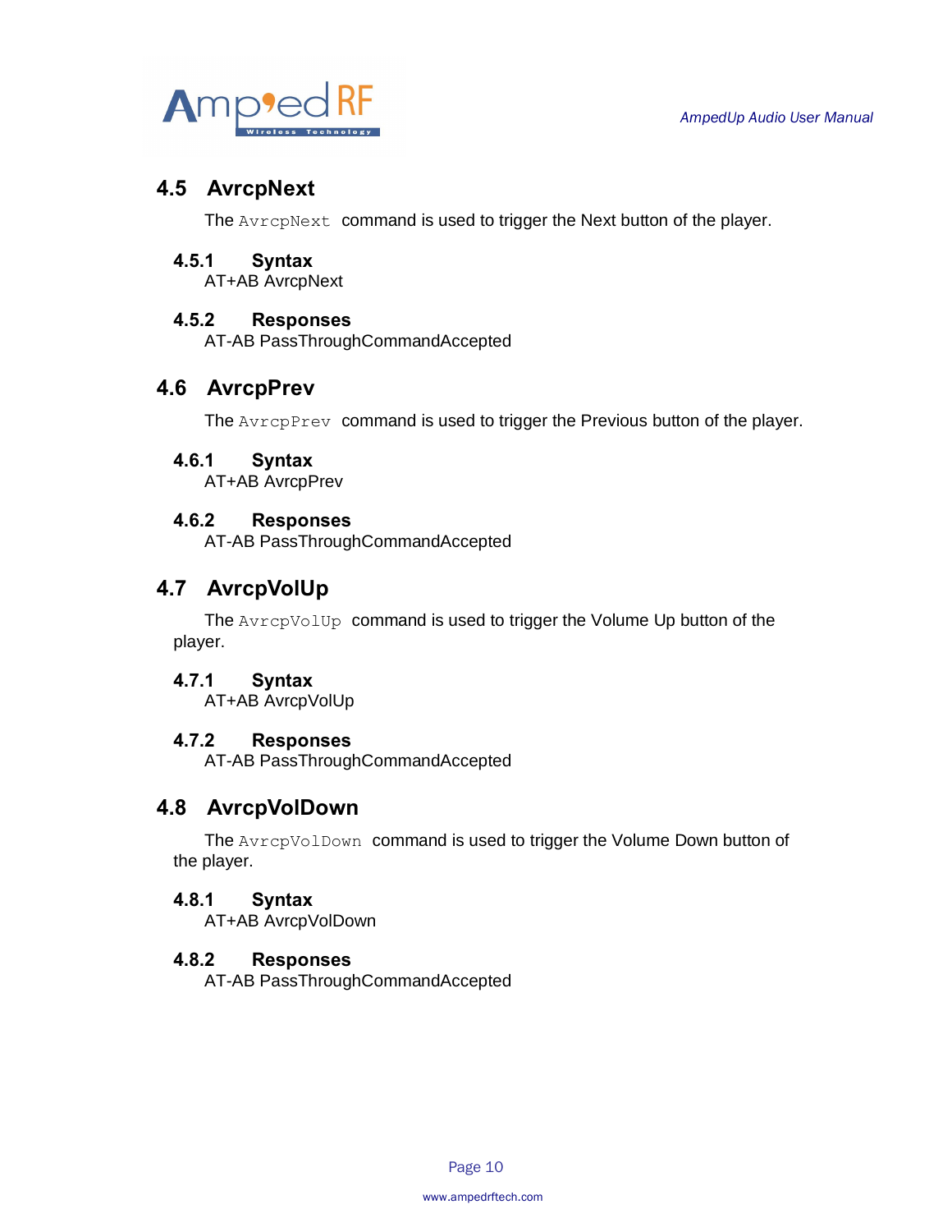## 4.5 AvrcpNext

The `AvrcpNext` command is used to trigger the Next button of the player.

### 4.5.1 Syntax

AT+AB AvrcpNext

### 4.5.2 Responses

AT-AB PassThroughCommandAccepted

## 4.6 AvrcpPrev

The `AvrcpPrev` command is used to trigger the Previous button of the player.

### 4.6.1 Syntax

AT+AB AvrcpPrev

### 4.6.2 Responses

AT-AB PassThroughCommandAccepted

## 4.7 AvrcpVolUp

The `AvrcpVolUp` command is used to trigger the Volume Up button of the player.

### 4.7.1 Syntax

AT+AB AvrcpVolUp

### 4.7.2 Responses

AT-AB PassThroughCommandAccepted

## 4.8 AvrcpVolDown

The `AvrcpVolDown` command is used to trigger the Volume Down button of the player.

### 4.8.1 Syntax

AT+AB AvrcpVolDown

### 4.8.2 Responses

AT-AB PassThroughCommandAccepted